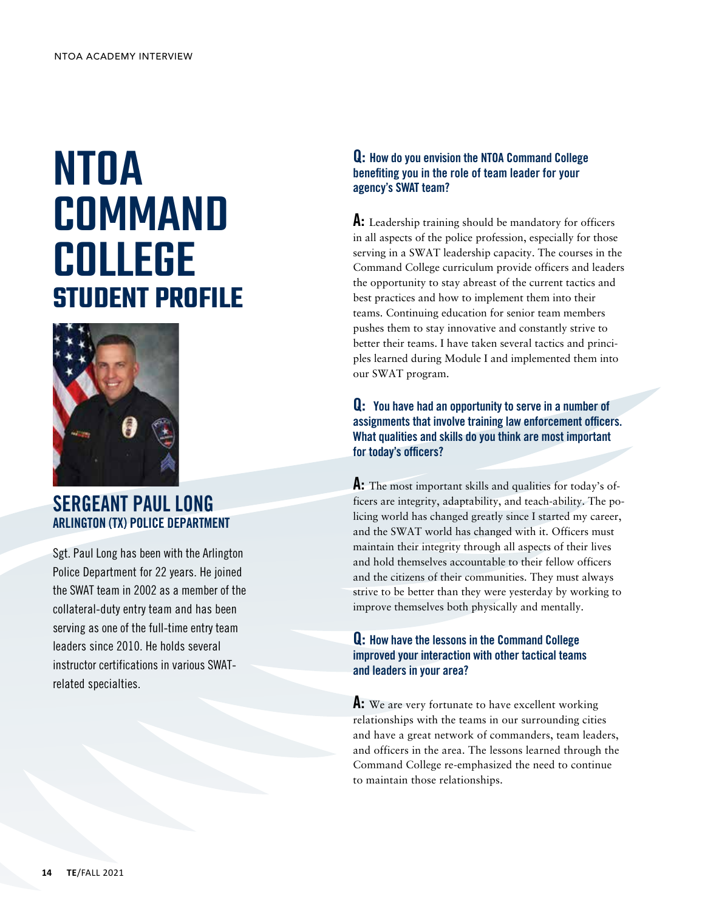# NTOA COMMAND COLLEGE STUDENT PROFILE

## SERGEANT PAUL LONG
### ARLINGTON (TX) POLICE DEPARTMENT

Sgt. Paul Long has been with the Arlington Police Department for 22 years. He joined the SWAT team in 2002 as a member of the collateral-duty entry team and has been serving as one of the full-time entry team leaders since 2010. He holds several instructor certifications in various SWAT-related specialties.

**Q: How do you envision the NTOA Command College benefiting you in the role of team leader for your agency's SWAT team?**

**A:** Leadership training should be mandatory for officers in all aspects of the police profession, especially for those serving in a SWAT leadership capacity. The courses in the Command College curriculum provide officers and leaders the opportunity to stay abreast of the current tactics and best practices and how to implement them into their teams. Continuing education for senior team members pushes them to stay innovative and constantly strive to better their teams. I have taken several tactics and principles learned during Module I and implemented them into our SWAT program.

**Q: You have had an opportunity to serve in a number of assignments that involve training law enforcement officers. What qualities and skills do you think are most important for today's officers?**

**A:** The most important skills and qualities for today's officers are integrity, adaptability, and teach-ability. The policing world has changed greatly since I started my career, and the SWAT world has changed with it. Officers must maintain their integrity through all aspects of their lives and hold themselves accountable to their fellow officers and the citizens of their communities. They must always strive to be better than they were yesterday by working to improve themselves both physically and mentally.

**Q: How have the lessons in the Command College improved your interaction with other tactical teams and leaders in your area?**

**A:** We are very fortunate to have excellent working relationships with the teams in our surrounding cities and have a great network of commanders, team leaders, and officers in the area. The lessons learned through the Command College re-emphasized the need to continue to maintain those relationships.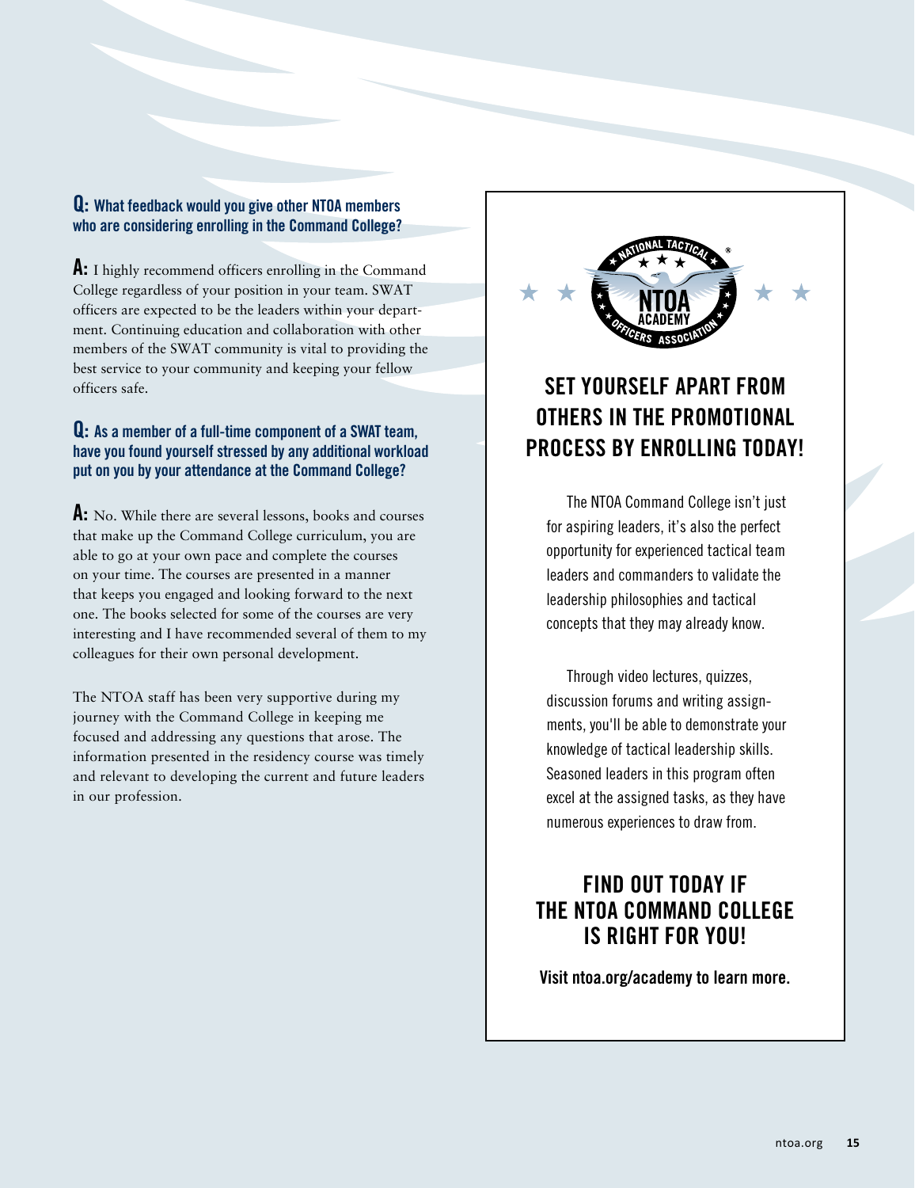**Q: What feedback would you give other NTOA members who are considering enrolling in the Command College?**

**A:** I highly recommend officers enrolling in the Command College regardless of your position in your team. SWAT officers are expected to be the leaders within your department. Continuing education and collaboration with other members of the SWAT community is vital to providing the best service to your community and keeping your fellow officers safe.

**Q: As a member of a full-time component of a SWAT team, have you found yourself stressed by any additional workload put on you by your attendance at the Command College?**

**A:** No. While there are several lessons, books and courses that make up the Command College curriculum, you are able to go at your own pace and complete the courses on your time. The courses are presented in a manner that keeps you engaged and looking forward to the next one. The books selected for some of the courses are very interesting and I have recommended several of them to my colleagues for their own personal development.

The NTOA staff has been very supportive during my journey with the Command College in keeping me focused and addressing any questions that arose. The information presented in the residency course was timely and relevant to developing the current and future leaders in our profession.

NATIONAL TACTICAL OFFICERS ASSOCIATION® NTOA ACADEMY

## SET YOURSELF APART FROM OTHERS IN THE PROMOTIONAL PROCESS BY ENROLLING TODAY!

The NTOA Command College isn't just for aspiring leaders, it's also the perfect opportunity for experienced tactical team leaders and commanders to validate the leadership philosophies and tactical concepts that they may already know.

Through video lectures, quizzes, discussion forums and writing assignments, you'll be able to demonstrate your knowledge of tactical leadership skills. Seasoned leaders in this program often excel at the assigned tasks, as they have numerous experiences to draw from.

## FIND OUT TODAY IF THE NTOA COMMAND COLLEGE IS RIGHT FOR YOU!

**Visit ntoa.org/academy to learn more.**